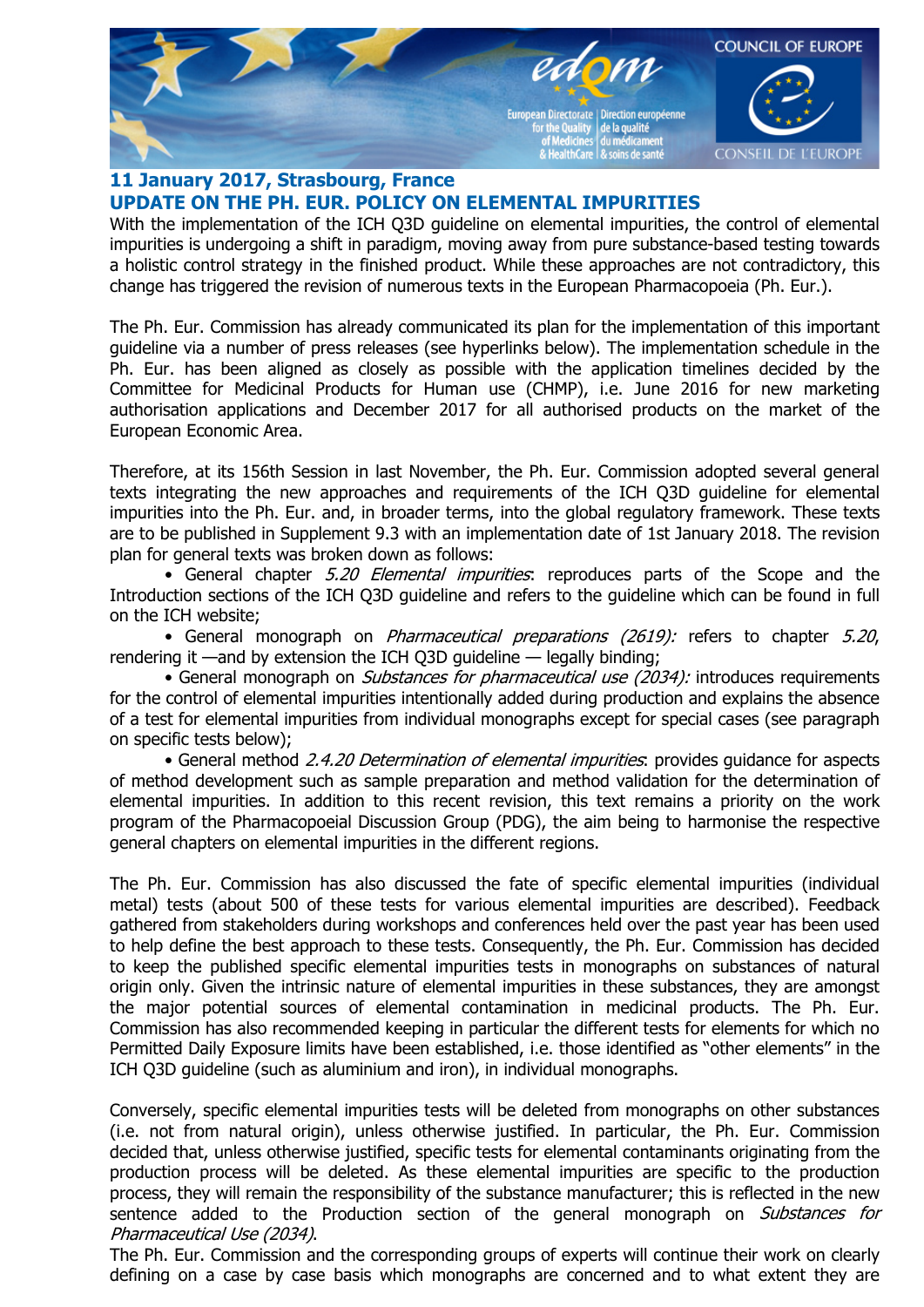**11 January 2017, Strasbourg, France**

# UPDATE ON THE PH. EUR. POLICY ON ELEMENTAL IMPURITIES

With the implementation of the ICH Q3D guideline on elemental impurities, the control of elemental impurities is undergoing a shift in paradigm, moving away from pure substance-based testing towards a holistic control strategy in the finished product. While these approaches are not contradictory, this change has triggered the revision of numerous texts in the European Pharmacopoeia (Ph. Eur.).

The Ph. Eur. Commission has already communicated its plan for the implementation of this important guideline via a number of press releases (see hyperlinks below). The implementation schedule in the Ph. Eur. has been aligned as closely as possible with the application timelines decided by the Committee for Medicinal Products for Human use (CHMP), i.e. June 2016 for new marketing authorisation applications and December 2017 for all authorised products on the market of the European Economic Area.

Therefore, at its 156th Session in last November, the Ph. Eur. Commission adopted several general texts integrating the new approaches and requirements of the ICH Q3D guideline for elemental impurities into the Ph. Eur. and, in broader terms, into the global regulatory framework. These texts are to be published in Supplement 9.3 with an implementation date of 1st January 2018. The revision plan for general texts was broken down as follows:

- General chapter *5.20 Elemental impurities*: reproduces parts of the Scope and the Introduction sections of the ICH Q3D guideline and refers to the guideline which can be found in full on the ICH website;
- General monograph on *Pharmaceutical preparations (2619):* refers to chapter *5.20*, rendering it —and by extension the ICH Q3D guideline — legally binding;
- General monograph on *Substances for pharmaceutical use (2034):* introduces requirements for the control of elemental impurities intentionally added during production and explains the absence of a test for elemental impurities from individual monographs except for special cases (see paragraph on specific tests below);
- General method *2.4.20 Determination of elemental impurities*: provides guidance for aspects of method development such as sample preparation and method validation for the determination of elemental impurities. In addition to this recent revision, this text remains a priority on the work program of the Pharmacopoeial Discussion Group (PDG), the aim being to harmonise the respective general chapters on elemental impurities in the different regions.

The Ph. Eur. Commission has also discussed the fate of specific elemental impurities (individual metal) tests (about 500 of these tests for various elemental impurities are described). Feedback gathered from stakeholders during workshops and conferences held over the past year has been used to help define the best approach to these tests. Consequently, the Ph. Eur. Commission has decided to keep the published specific elemental impurities tests in monographs on substances of natural origin only. Given the intrinsic nature of elemental impurities in these substances, they are amongst the major potential sources of elemental contamination in medicinal products. The Ph. Eur. Commission has also recommended keeping in particular the different tests for elements for which no Permitted Daily Exposure limits have been established, i.e. those identified as "other elements" in the ICH Q3D guideline (such as aluminium and iron), in individual monographs.

Conversely, specific elemental impurities tests will be deleted from monographs on other substances (i.e. not from natural origin), unless otherwise justified. In particular, the Ph. Eur. Commission decided that, unless otherwise justified, specific tests for elemental contaminants originating from the production process will be deleted. As these elemental impurities are specific to the production process, they will remain the responsibility of the substance manufacturer; this is reflected in the new sentence added to the Production section of the general monograph on *Substances for Pharmaceutical Use (2034)*.

The Ph. Eur. Commission and the corresponding groups of experts will continue their work on clearly defining on a case by case basis which monographs are concerned and to what extent they are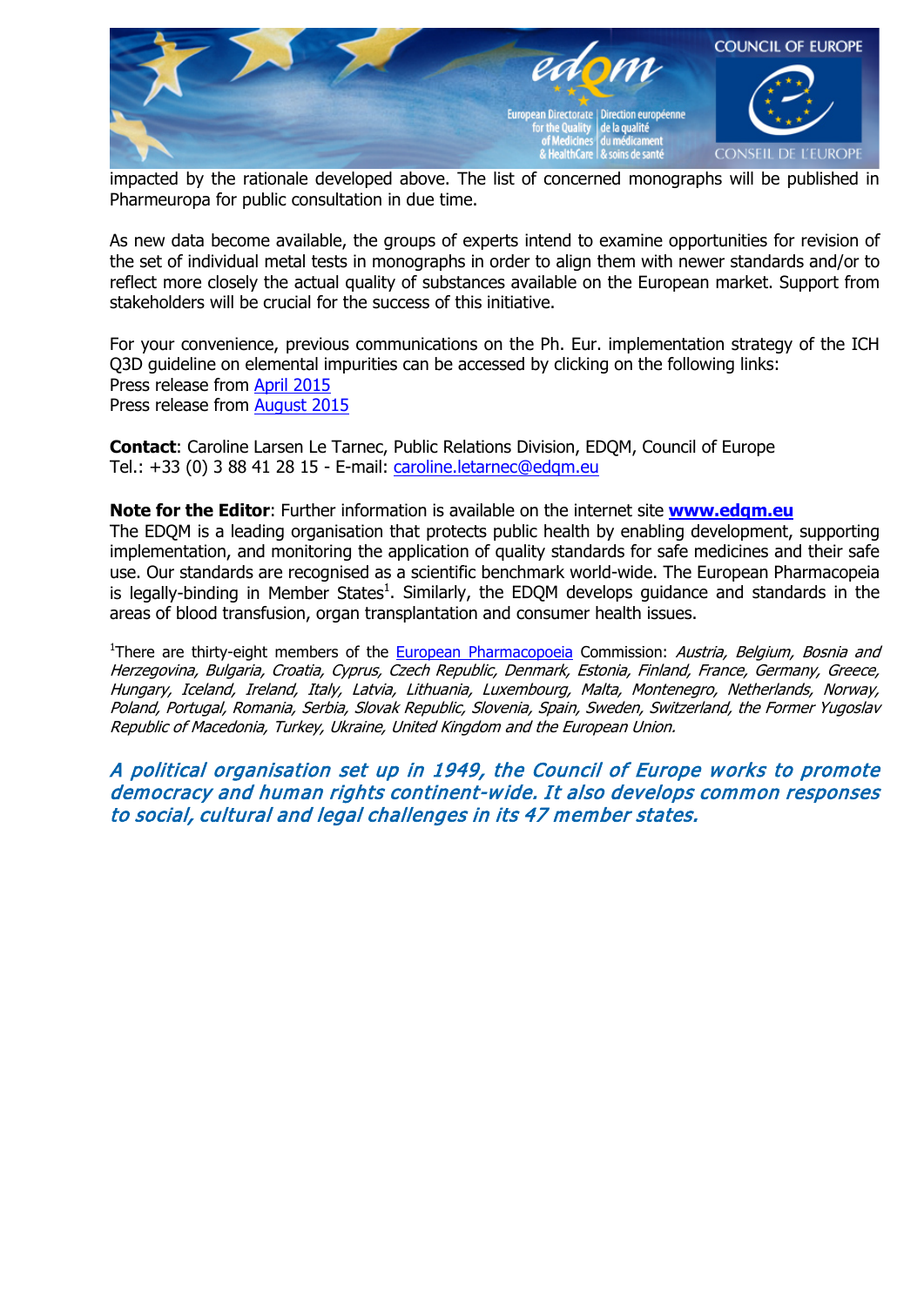impacted by the rationale developed above. The list of concerned monographs will be published in Pharmeuropa for public consultation in due time.

As new data become available, the groups of experts intend to examine opportunities for revision of the set of individual metal tests in monographs in order to align them with newer standards and/or to reflect more closely the actual quality of substances available on the European market. Support from stakeholders will be crucial for the success of this initiative.

For your convenience, previous communications on the Ph. Eur. implementation strategy of the ICH Q3D guideline on elemental impurities can be accessed by clicking on the following links:
Press release from April 2015
Press release from August 2015

**Contact**: Caroline Larsen Le Tarnec, Public Relations Division, EDQM, Council of Europe
Tel.: +33 (0) 3 88 41 28 15 - E-mail: caroline.letarnec@edqm.eu

**Note for the Editor**: Further information is available on the internet site **www.edqm.eu**
The EDQM is a leading organisation that protects public health by enabling development, supporting implementation, and monitoring the application of quality standards for safe medicines and their safe use. Our standards are recognised as a scientific benchmark world-wide. The European Pharmacopeia is legally-binding in Member States[1]. Similarly, the EDQM develops guidance and standards in the areas of blood transfusion, organ transplantation and consumer health issues.

[1]There are thirty-eight members of the European Pharmacopoeia Commission: *Austria, Belgium, Bosnia and Herzegovina, Bulgaria, Croatia, Cyprus, Czech Republic, Denmark, Estonia, Finland, France, Germany, Greece, Hungary, Iceland, Ireland, Italy, Latvia, Lithuania, Luxembourg, Malta, Montenegro, Netherlands, Norway, Poland, Portugal, Romania, Serbia, Slovak Republic, Slovenia, Spain, Sweden, Switzerland, the Former Yugoslav Republic of Macedonia, Turkey, Ukraine, United Kingdom and the European Union.*

*A political organisation set up in 1949, the Council of Europe works to promote democracy and human rights continent-wide. It also develops common responses to social, cultural and legal challenges in its 47 member states.*